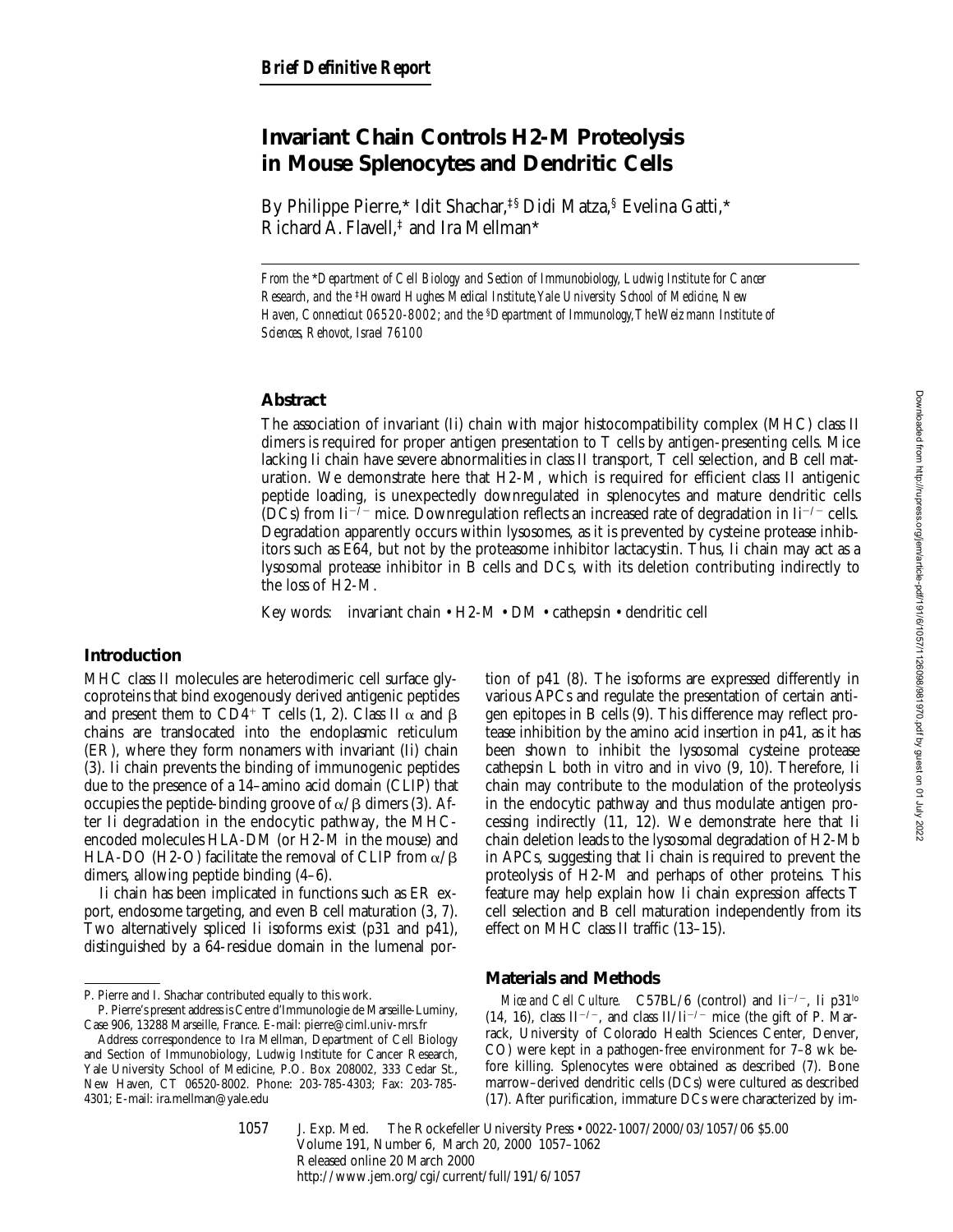**Brief Definitive Report**

# Invariant Chain Controls H2-M Proteolysis in Mouse Splenocytes and Dendritic Cells

By Philippe Pierre,* Idit Shachar,‡§ Didi Matza,§ Evelina Gatti,* Richard A. Flavell,‡ and Ira Mellman*

*From the \*Department of Cell Biology and Section of Immunobiology, Ludwig Institute for Cancer Research, and the ‡Howard Hughes Medical Institute, Yale University School of Medicine, New Haven, Connecticut 06520-8002; and the §Department of Immunology, The Weizmann Institute of Sciences, Rehovot, Israel 76100*

## Abstract

The association of invariant (Ii) chain with major histocompatibility complex (MHC) class II dimers is required for proper antigen presentation to T cells by antigen-presenting cells. Mice lacking Ii chain have severe abnormalities in class II transport, T cell selection, and B cell maturation. We demonstrate here that H2-M, which is required for efficient class II antigenic peptide loading, is unexpectedly downregulated in splenocytes and mature dendritic cells (DCs) from $Ii^{-/-}$ mice. Downregulation reflects an increased rate of degradation in $Ii^{-/-}$ cells. Degradation apparently occurs within lysosomes, as it is prevented by cysteine protease inhibitors such as E64, but not by the proteasome inhibitor lactacystin. Thus, Ii chain may act as a lysosomal protease inhibitor in B cells and DCs, with its deletion contributing indirectly to the loss of H2-M.

Key words: invariant chain • H2-M • DM • cathepsin • dendritic cell

## Introduction

MHC class II molecules are heterodimeric cell surface glycoproteins that bind exogenously derived antigenic peptides and present them to $CD4^+$ T cells (1, 2). Class II α and β chains are translocated into the endoplasmic reticulum (ER), where they form nonamers with invariant (Ii) chain (3). Ii chain prevents the binding of immunogenic peptides due to the presence of a 14–amino acid domain (CLIP) that occupies the peptide-binding groove of α/β dimers (3). After Ii degradation in the endocytic pathway, the MHC-encoded molecules HLA-DM (or H2-M in the mouse) and HLA-DO (H2-O) facilitate the removal of CLIP from α/β dimers, allowing peptide binding (4–6).

Ii chain has been implicated in functions such as ER export, endosome targeting, and even B cell maturation (3, 7). Two alternatively spliced Ii isoforms exist (p31 and p41), distinguished by a 64-residue domain in the lumenal portion of p41 (8). The isoforms are expressed differently in various APCs and regulate the presentation of certain antigen epitopes in B cells (9). This difference may reflect protease inhibition by the amino acid insertion in p41, as it has been shown to inhibit the lysosomal cysteine protease cathepsin L both in vitro and in vivo (9, 10). Therefore, Ii chain may contribute to the modulation of the proteolysis in the endocytic pathway and thus modulate antigen processing indirectly (11, 12). We demonstrate here that Ii chain deletion leads to the lysosomal degradation of H2-Mb in APCs, suggesting that Ii chain is required to prevent the proteolysis of H2-M and perhaps of other proteins. This feature may help explain how Ii chain expression affects T cell selection and B cell maturation independently from its effect on MHC class II traffic (13–15).

## Materials and Methods

*Mice and Cell Culture.* C57BL/6 (control) and $Ii^{-/-}$, Ii $p31^{lo}$ (14, 16), class $II^{-/-}$, and class $II/Ii^{-/-}$ mice (the gift of P. Marrack, University of Colorado Health Sciences Center, Denver, CO) were kept in a pathogen-free environment for 7–8 wk before killing. Splenocytes were obtained as described (7). Bone marrow–derived dendritic cells (DCs) were cultured as described (17). After purification, immature DCs were characterized by im-

---

P. Pierre and I. Shachar contributed equally to this work.

P. Pierre's present address is Centre d'Immunologie de Marseille-Luminy, Case 906, 13288 Marseille, France. E-mail: pierre@ciml.univ-mrs.fr

Address correspondence to Ira Mellman, Department of Cell Biology and Section of Immunobiology, Ludwig Institute for Cancer Research, Yale University School of Medicine, P.O. Box 208002, 333 Cedar St., New Haven, CT 06520-8002. Phone: 203-785-4303; Fax: 203-785-4301; E-mail: ira.mellman@yale.edu

J. Exp. Med. © The Rockefeller University Press • 0022-1007/2000/03/1057/06 $5.00
Volume 191, Number 6, March 20, 2000 1057–1062
Released online 20 March 2000
http://www.jem.org/cgi/current/full/191/6/1057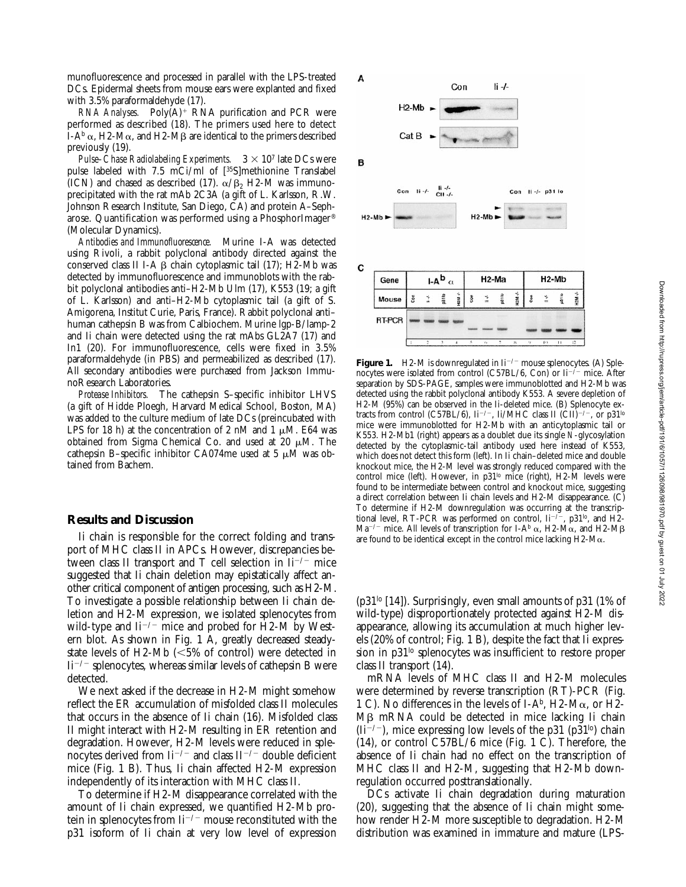munofluorescence and processed in parallel with the LPS-treated DCs. Epidermal sheets from mouse ears were explanted and fixed with 3.5% paraformaldehyde (17).

*RNA Analyses.* Poly(A)$^+$ RNA purification and PCR were performed as described (18). The primers used here to detect I-A$^b$ $\alpha$, H2-M$\alpha$, and H2-M$\beta$ are identical to the primers described previously (19).

*Pulse–Chase Radiolabeling Experiments.* $3 \times 10^7$ late DCs were pulse labeled with 7.5 mCi/ml of [$^{35}$S]methionine Translabel (ICN) and chased as described (17). $\alpha/\beta_2$ H2-M was immunoprecipitated with the rat mAb 2C3A (a gift of L. Karlsson, R.W. Johnson Research Institute, San Diego, CA) and protein A–Sepharose. Quantification was performed using a PhosphorImager® (Molecular Dynamics).

*Antibodies and Immunofluorescence.* Murine I-A was detected using Rivoli, a rabbit polyclonal antibody directed against the conserved class II I-A $\beta$ chain cytoplasmic tail (17); H2-Mb was detected by immunofluorescence and immunoblots with the rabbit polyclonal antibodies anti–H2-Mb Ulm (17), K553 (19; a gift of L. Karlsson) and anti–H2-Mb cytoplasmic tail (a gift of S. Amigorena, Institut Curie, Paris, France). Rabbit polyclonal anti–human cathepsin B was from Calbiochem. Murine lgp-B/lamp-2 and Ii chain were detected using the rat mAbs GL2A7 (17) and In1 (20). For immunofluorescence, cells were fixed in 3.5% paraformaldehyde (in PBS) and permeabilized as described (17). All secondary antibodies were purchased from Jackson ImmunoResearch Laboratories.

*Protease Inhibitors.* The cathepsin S–specific inhibitor LHVS (a gift of Hidde Ploegh, Harvard Medical School, Boston, MA) was added to the culture medium of late DCs (preincubated with LPS for 18 h) at the concentration of 2 nM and 1 $\mu$M. E64 was obtained from Sigma Chemical Co. and used at 20 $\mu$M. The cathepsin B–specific inhibitor CA074me used at 5 $\mu$M was obtained from Bachem.

## Results and Discussion

Ii chain is responsible for the correct folding and transport of MHC class II in APCs. However, discrepancies between class II transport and T cell selection in Ii$^{-/-}$ mice suggested that Ii chain deletion may epistatically affect another critical component of antigen processing, such as H2-M. To investigate a possible relationship between Ii chain deletion and H2-M expression, we isolated splenocytes from wild-type and Ii$^{-/-}$ mice and probed for H2-M by Western blot. As shown in Fig. 1 A, greatly decreased steady-state levels of H2-Mb (<5% of control) were detected in Ii$^{-/-}$ splenocytes, whereas similar levels of cathepsin B were detected.

We next asked if the decrease in H2-M might somehow reflect the ER accumulation of misfolded class II molecules that occurs in the absence of Ii chain (16). Misfolded class II might interact with H2-M resulting in ER retention and degradation. However, H2-M levels were reduced in splenocytes derived from Ii$^{-/-}$ and class II$^{-/-}$ double deficient mice (Fig. 1 B). Thus, Ii chain affected H2-M expression independently of its interaction with MHC class II.

To determine if H2-M disappearance correlated with the amount of Ii chain expressed, we quantified H2-Mb protein in splenocytes from Ii$^{-/-}$ mouse reconstituted with the p31 isoform of Ii chain at very low level of expression (p31$^{lo}$ [14]). Surprisingly, even small amounts of p31 (1% of wild-type) disproportionately protected against H2-M disappearance, allowing its accumulation at much higher levels (20% of control; Fig. 1 B), despite the fact that Ii expression in p31$^{lo}$ splenocytes was insufficient to restore proper class II transport (14).

mRNA levels of MHC class II and H2-M molecules were determined by reverse transcription (RT)-PCR (Fig. 1 C). No differences in the levels of I-A$^b$, H2-M$\alpha$, or H2-M$\beta$ mRNA could be detected in mice lacking Ii chain (Ii$^{-/-}$), mice expressing low levels of the p31 (p31$^{lo}$) chain (14), or control C57BL/6 mice (Fig. 1 C). Therefore, the absence of Ii chain had no effect on the transcription of MHC class II and H2-M, suggesting that H2-Mb downregulation occurred posttranslationally.

DCs activate Ii chain degradation during maturation (20), suggesting that the absence of Ii chain might somehow render H2-M more susceptible to degradation. H2-M distribution was examined in immature and mature (LPS-

**Figure 1.** H2-M is downregulated in Ii$^{-/-}$ mouse splenocytes. (A) Splenocytes were isolated from control (C57BL/6, Con) or Ii$^{-/-}$ mice. After separation by SDS-PAGE, samples were immunoblotted and H2-Mb was detected using the rabbit polyclonal antibody K553. A severe depletion of H2-M (95%) can be observed in the Ii-deleted mice. (B) Splenocyte extracts from control (C57BL/6), Ii$^{-/-}$, Ii/MHC class II (CII)$^{-/-}$, or p31$^{lo}$ mice were immunoblotted for H2-Mb with an anticytoplasmic tail or K553. H2-Mb1 (right) appears as a doublet due its single N-glycosylation detected by the cytoplasmic-tail antibody used here instead of K553, which does not detect this form (left). In Ii chain–deleted mice and double knockout mice, the H2-M level was strongly reduced compared with the control mice (left). However, in p31$^{lo}$ mice (right), H2-M levels were found to be intermediate between control and knockout mice, suggesting a direct correlation between Ii chain levels and H2-M disappearance. (C) To determine if H2-M downregulation was occurring at the transcriptional level, RT-PCR was performed on control, Ii$^{-/-}$, p31$^{lo}$, and H2-Ma$^{-/-}$ mice. All levels of transcription for I-A$^b$ $\alpha$, H2-M$\alpha$, and H2-M$\beta$ are found to be identical except in the control mice lacking H2-M$\alpha$.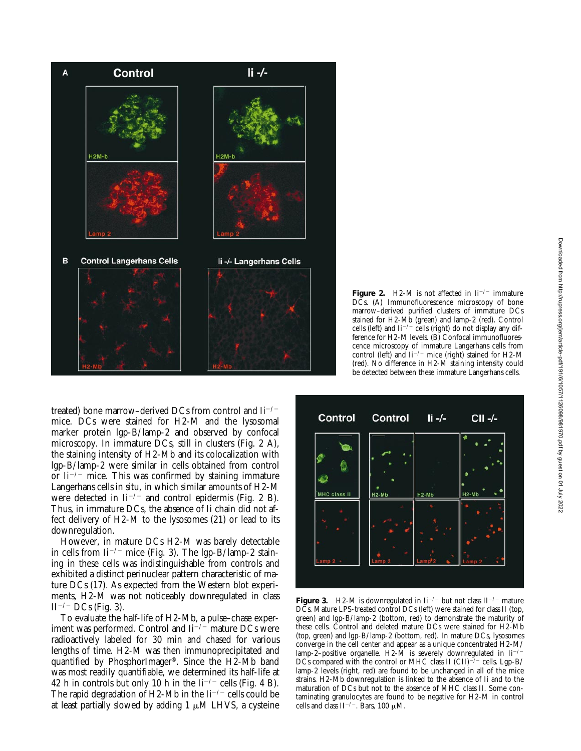**Figure 2.** H2-M is not affected in $Ii^{-/-}$ immature DCs. (A) Immunofluorescence microscopy of bone marrow–derived purified clusters of immature DCs stained for H2-Mb (green) and lamp-2 (red). Control cells (left) and $Ii^{-/-}$ cells (right) do not display any difference for H2-M levels. (B) Confocal immunofluorescence microscopy of immature Langerhans cells from control (left) and $Ii^{-/-}$ mice (right) stained for H2-M (red). No difference in H2-M staining intensity could be detected between these immature Langerhans cells.

treated) bone marrow–derived DCs from control and $Ii^{-/-}$ mice. DCs were stained for H2-M and the lysosomal marker protein lgp-B/lamp-2 and observed by confocal microscopy. In immature DCs, still in clusters (Fig. 2 A), the staining intensity of H2-Mb and its colocalization with lgp-B/lamp-2 were similar in cells obtained from control or $Ii^{-/-}$ mice. This was confirmed by staining immature Langerhans cells in situ, in which similar amounts of H2-M were detected in $Ii^{-/-}$ and control epidermis (Fig. 2 B). Thus, in immature DCs, the absence of Ii chain did not affect delivery of H2-M to the lysosomes (21) or lead to its downregulation.

However, in mature DCs H2-M was barely detectable in cells from $Ii^{-/-}$ mice (Fig. 3). The lgp-B/lamp-2 staining in these cells was indistinguishable from controls and exhibited a distinct perinuclear pattern characteristic of mature DCs (17). As expected from the Western blot experiments, H2-M was not noticeably downregulated in class $II^{-/-}$ DCs (Fig. 3).

To evaluate the half-life of H2-Mb, a pulse–chase experiment was performed. Control and $Ii^{-/-}$ mature DCs were radioactively labeled for 30 min and chased for various lengths of time. H2-M was then immunoprecipitated and quantified by PhosphorImager®. Since the H2-Mb band was most readily quantifiable, we determined its half-life at 42 h in controls but only 10 h in the $Ii^{-/-}$ cells (Fig. 4 B). The rapid degradation of H2-Mb in the $Ii^{-/-}$ cells could be at least partially slowed by adding 1 μM LHVS, a cysteine

**Figure 3.** H2-M is downregulated in $Ii^{-/-}$ but not class $II^{-/-}$ mature DCs. Mature LPS-treated control DCs (left) were stained for class II (top, green) and lgp-B/lamp-2 (bottom, red) to demonstrate the maturity of these cells. Control and deleted mature DCs were stained for H2-Mb (top, green) and lgp-B/lamp-2 (bottom, red). In mature DCs, lysosomes converge in the cell center and appear as a unique concentrated H2-M/lamp-2–positive organelle. H2-M is severely downregulated in $Ii^{-/-}$ DCs compared with the control or MHC class II $(CII)^{-/-}$ cells. Lgp-B/lamp-2 levels (right, red) are found to be unchanged in all of the mice strains. H2-Mb downregulation is linked to the absence of Ii and to the maturation of DCs but not to the absence of MHC class II. Some contaminating granulocytes are found to be negative for H2-M in control cells and class $II^{-/-}$. Bars, 100 μM.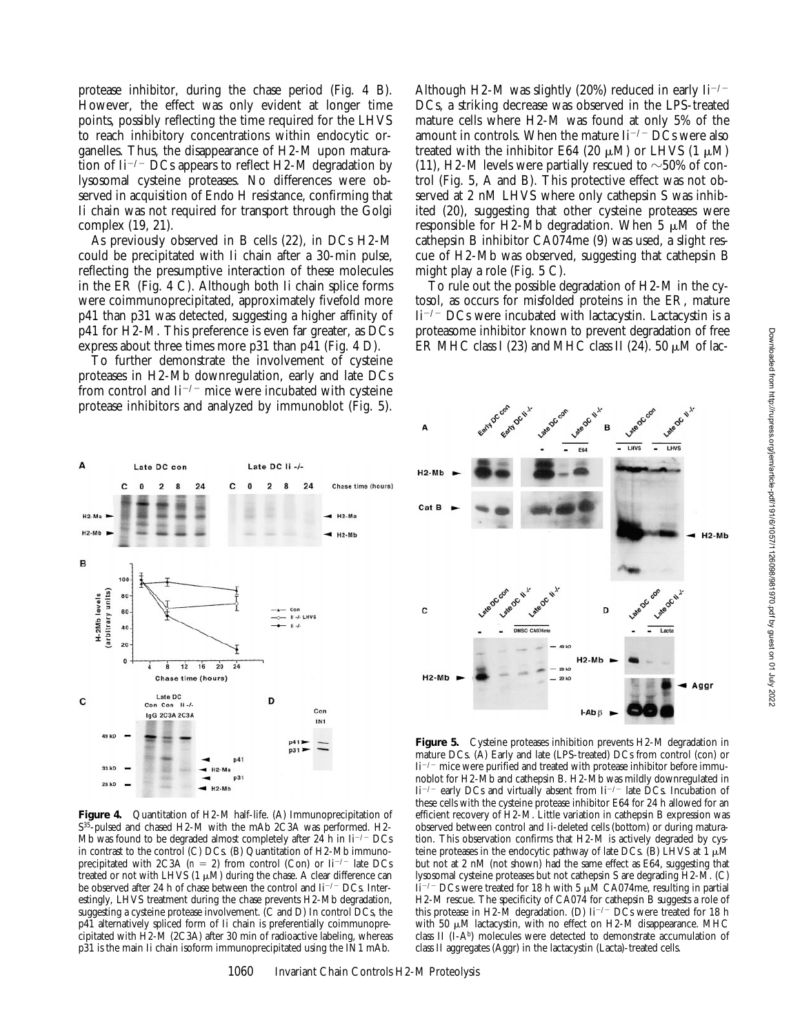protease inhibitor, during the chase period (Fig. 4 B). However, the effect was only evident at longer time points, possibly reflecting the time required for the LHVS to reach inhibitory concentrations within endocytic organelles. Thus, the disappearance of H2-M upon maturation of $Ii^{-/-}$ DCs appears to reflect H2-M degradation by lysosomal cysteine proteases. No differences were observed in acquisition of Endo H resistance, confirming that Ii chain was not required for transport through the Golgi complex (19, 21).

As previously observed in B cells (22), in DCs H2-M could be precipitated with Ii chain after a 30-min pulse, reflecting the presumptive interaction of these molecules in the ER (Fig. 4 C). Although both Ii chain splice forms were coimmunoprecipitated, approximately fivefold more p41 than p31 was detected, suggesting a higher affinity of p41 for H2-M. This preference is even far greater, as DCs express about three times more p31 than p41 (Fig. 4 D).

To further demonstrate the involvement of cysteine proteases in H2-Mb downregulation, early and late DCs from control and $Ii^{-/-}$ mice were incubated with cysteine protease inhibitors and analyzed by immunoblot (Fig. 5). Although H2-M was slightly (20%) reduced in early $Ii^{-/-}$ DCs, a striking decrease was observed in the LPS-treated mature cells where H2-M was found at only 5% of the amount in controls. When the mature $Ii^{-/-}$ DCs were also treated with the inhibitor E64 (20 μM) or LHVS (1 μM) (11), H2-M levels were partially rescued to ~50% of control (Fig. 5, A and B). This protective effect was not observed at 2 nM LHVS where only cathepsin S was inhibited (20), suggesting that other cysteine proteases were responsible for H2-Mb degradation. When 5 μM of the cathepsin B inhibitor CA074me (9) was used, a slight rescue of H2-Mb was observed, suggesting that cathepsin B might play a role (Fig. 5 C).

To rule out the possible degradation of H2-M in the cytosol, as occurs for misfolded proteins in the ER, mature $Ii^{-/-}$ DCs were incubated with lactacystin. Lactacystin is a proteasome inhibitor known to prevent degradation of free ER MHC class I (23) and MHC class II (24). 50 μM of lac-

**Figure 4.** Quantitation of H2-M half-life. (A) Immunoprecipitation of $S^{35}$-pulsed and chased H2-M with the mAb 2C3A was performed. H2-Mb was found to be degraded almost completely after 24 h in $Ii^{-/-}$ DCs in contrast to the control (C) DCs. (B) Quantitation of H2-Mb immunoprecipitated with 2C3A ($n = 2$) from control (Con) or $Ii^{-/-}$ late DCs treated or not with LHVS (1 μM) during the chase. A clear difference can be observed after 24 h of chase between the control and $Ii^{-/-}$ DCs. Interestingly, LHVS treatment during the chase prevents H2-Mb degradation, suggesting a cysteine protease involvement. (C and D) In control DCs, the p41 alternatively spliced form of Ii chain is preferentially coimmunoprecipitated with H2-M (2C3A) after 30 min of radioactive labeling, whereas p31 is the main Ii chain isoform immunoprecipitated using the IN1 mAb.

**Figure 5.** Cysteine proteases inhibition prevents H2-M degradation in mature DCs. (A) Early and late (LPS-treated) DCs from control (con) or $Ii^{-/-}$ mice were purified and treated with protease inhibitor before immunoblot for H2-Mb and cathepsin B. H2-Mb was mildly downregulated in $Ii^{-/-}$ early DCs and virtually absent from $Ii^{-/-}$ late DCs. Incubation of these cells with the cysteine protease inhibitor E64 for 24 h allowed for an efficient recovery of H2-M. Little variation in cathepsin B expression was observed between control and Ii-deleted cells (bottom) or during maturation. This observation confirms that H2-M is actively degraded by cysteine proteases in the endocytic pathway of late DCs. (B) LHVS at 1 μM but not at 2 nM (not shown) had the same effect as E64, suggesting that lysosomal cysteine proteases but not cathepsin S are degrading H2-M. (C) $Ii^{-/-}$ DCs were treated for 18 h with 5 μM CA074me, resulting in partial H2-M rescue. The specificity of CA074 for cathepsin B suggests a role of this protease in H2-M degradation. (D) $Ii^{-/-}$ DCs were treated for 18 h with 50 μM lactacystin, with no effect on H2-M disappearance. MHC class II ($I-A^b$) molecules were detected to demonstrate accumulation of class II aggregates (Aggr) in the lactacystin (Lacta)-treated cells.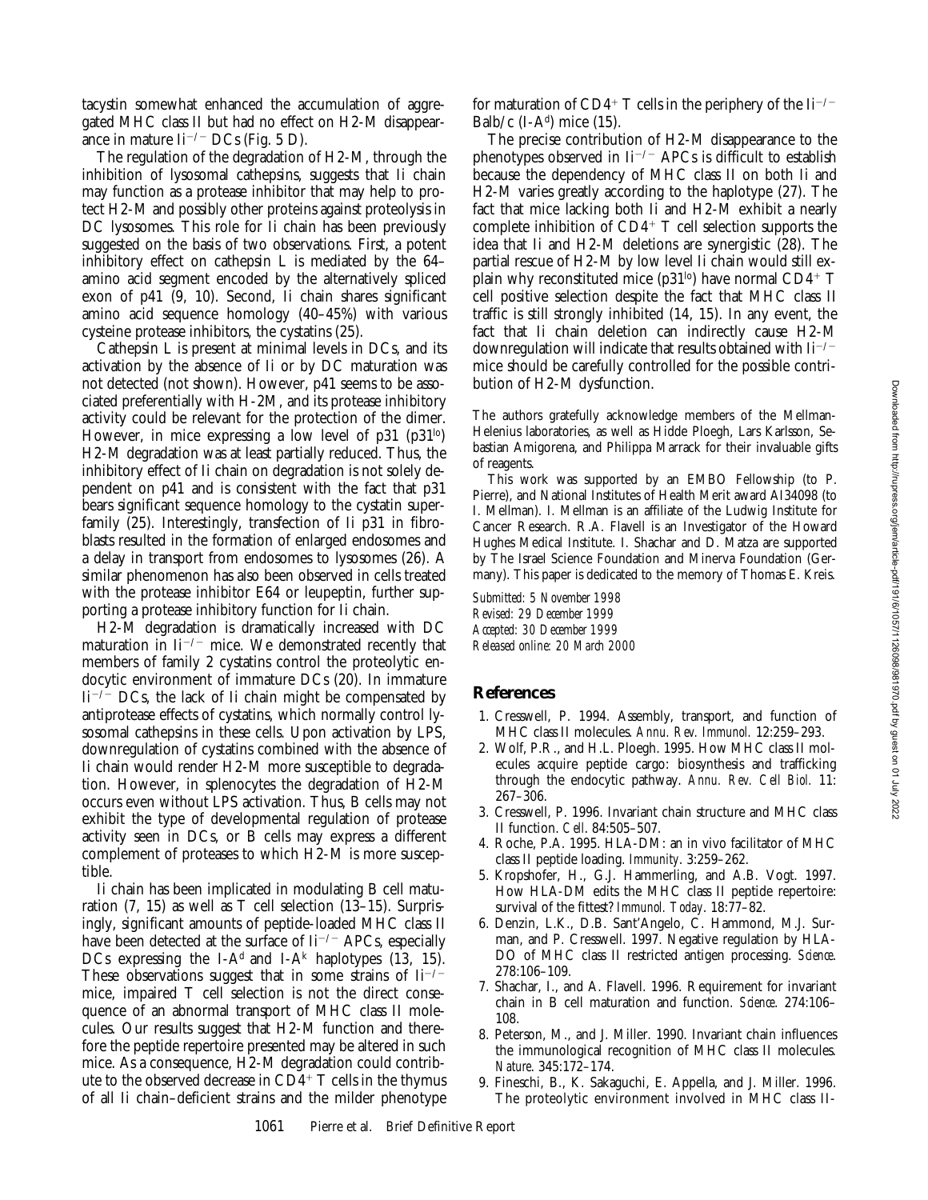tacystin somewhat enhanced the accumulation of aggregated MHC class II but had no effect on H2-M disappearance in mature $Ii^{-/-}$ DCs (Fig. 5 D).

The regulation of the degradation of H2-M, through the inhibition of lysosomal cathepsins, suggests that Ii chain may function as a protease inhibitor that may help to protect H2-M and possibly other proteins against proteolysis in DC lysosomes. This role for Ii chain has been previously suggested on the basis of two observations. First, a potent inhibitory effect on cathepsin L is mediated by the 64–amino acid segment encoded by the alternatively spliced exon of p41 (9, 10). Second, Ii chain shares significant amino acid sequence homology (40–45%) with various cysteine protease inhibitors, the cystatins (25).

Cathepsin L is present at minimal levels in DCs, and its activation by the absence of Ii or by DC maturation was not detected (not shown). However, p41 seems to be associated preferentially with H-2M, and its protease inhibitory activity could be relevant for the protection of the dimer. However, in mice expressing a low level of p31 ($p31^{lo}$) H2-M degradation was at least partially reduced. Thus, the inhibitory effect of Ii chain on degradation is not solely dependent on p41 and is consistent with the fact that p31 bears significant sequence homology to the cystatin superfamily (25). Interestingly, transfection of Ii p31 in fibroblasts resulted in the formation of enlarged endosomes and a delay in transport from endosomes to lysosomes (26). A similar phenomenon has also been observed in cells treated with the protease inhibitor E64 or leupeptin, further supporting a protease inhibitory function for Ii chain.

H2-M degradation is dramatically increased with DC maturation in $Ii^{-/-}$ mice. We demonstrated recently that members of family 2 cystatins control the proteolytic endocytic environment of immature DCs (20). In immature $Ii^{-/-}$ DCs, the lack of Ii chain might be compensated by antiprotease effects of cystatins, which normally control lysosomal cathepsins in these cells. Upon activation by LPS, downregulation of cystatins combined with the absence of Ii chain would render H2-M more susceptible to degradation. However, in splenocytes the degradation of H2-M occurs even without LPS activation. Thus, B cells may not exhibit the type of developmental regulation of protease activity seen in DCs, or B cells may express a different complement of proteases to which H2-M is more susceptible.

Ii chain has been implicated in modulating B cell maturation (7, 15) as well as T cell selection (13–15). Surprisingly, significant amounts of peptide-loaded MHC class II have been detected at the surface of $Ii^{-/-}$ APCs, especially DCs expressing the I-$A^d$ and I-$A^k$ haplotypes (13, 15). These observations suggest that in some strains of $Ii^{-/-}$ mice, impaired T cell selection is not the direct consequence of an abnormal transport of MHC class II molecules. Our results suggest that H2-M function and therefore the peptide repertoire presented may be altered in such mice. As a consequence, H2-M degradation could contribute to the observed decrease in $CD4^+$ T cells in the thymus of all Ii chain–deficient strains and the milder phenotype for maturation of $CD4^+$ T cells in the periphery of the $Ii^{-/-}$ Balb/c (I-$A^d$) mice (15).

The precise contribution of H2-M disappearance to the phenotypes observed in $Ii^{-/-}$ APCs is difficult to establish because the dependency of MHC class II on both Ii and H2-M varies greatly according to the haplotype (27). The fact that mice lacking both Ii and H2-M exhibit a nearly complete inhibition of $CD4^+$ T cell selection supports the idea that Ii and H2-M deletions are synergistic (28). The partial rescue of H2-M by low level Ii chain would still explain why reconstituted mice ($p31^{lo}$) have normal $CD4^+$ T cell positive selection despite the fact that MHC class II traffic is still strongly inhibited (14, 15). In any event, the fact that Ii chain deletion can indirectly cause H2-M downregulation will indicate that results obtained with $Ii^{-/-}$ mice should be carefully controlled for the possible contribution of H2-M dysfunction.

The authors gratefully acknowledge members of the Mellman-Helenius laboratories, as well as Hidde Ploegh, Lars Karlsson, Sebastian Amigorena, and Philippa Marrack for their invaluable gifts of reagents.

This work was supported by an EMBO Fellowship (to P. Pierre), and National Institutes of Health Merit award AI34098 (to I. Mellman). I. Mellman is an affiliate of the Ludwig Institute for Cancer Research. R.A. Flavell is an Investigator of the Howard Hughes Medical Institute. I. Shachar and D. Matza are supported by The Israel Science Foundation and Minerva Foundation (Germany). This paper is dedicated to the memory of Thomas E. Kreis.

*Submitted: 5 November 1998*
*Revised: 29 December 1999*
*Accepted: 30 December 1999*
*Released online: 20 March 2000*

## References

1. Cresswell, P. 1994. Assembly, transport, and function of MHC class II molecules. *Annu. Rev. Immunol.* 12:259–293.
2. Wolf, P.R., and H.L. Ploegh. 1995. How MHC class II molecules acquire peptide cargo: biosynthesis and trafficking through the endocytic pathway. *Annu. Rev. Cell Biol.* 11: 267–306.
3. Cresswell, P. 1996. Invariant chain structure and MHC class II function. *Cell.* 84:505–507.
4. Roche, P.A. 1995. HLA-DM: an in vivo facilitator of MHC class II peptide loading. *Immunity.* 3:259–262.
5. Kropshofer, H., G.J. Hammerling, and A.B. Vogt. 1997. How HLA-DM edits the MHC class II peptide repertoire: survival of the fittest? *Immunol. Today.* 18:77–82.
6. Denzin, L.K., D.B. Sant'Angelo, C. Hammond, M.J. Surman, and P. Cresswell. 1997. Negative regulation by HLA-DO of MHC class II restricted antigen processing. *Science.* 278:106–109.
7. Shachar, I., and A. Flavell. 1996. Requirement for invariant chain in B cell maturation and function. *Science.* 274:106–108.
8. Peterson, M., and J. Miller. 1990. Invariant chain influences the immunological recognition of MHC class II molecules. *Nature.* 345:172–174.
9. Fineschi, B., K. Sakaguchi, E. Appella, and J. Miller. 1996. The proteolytic environment involved in MHC class II-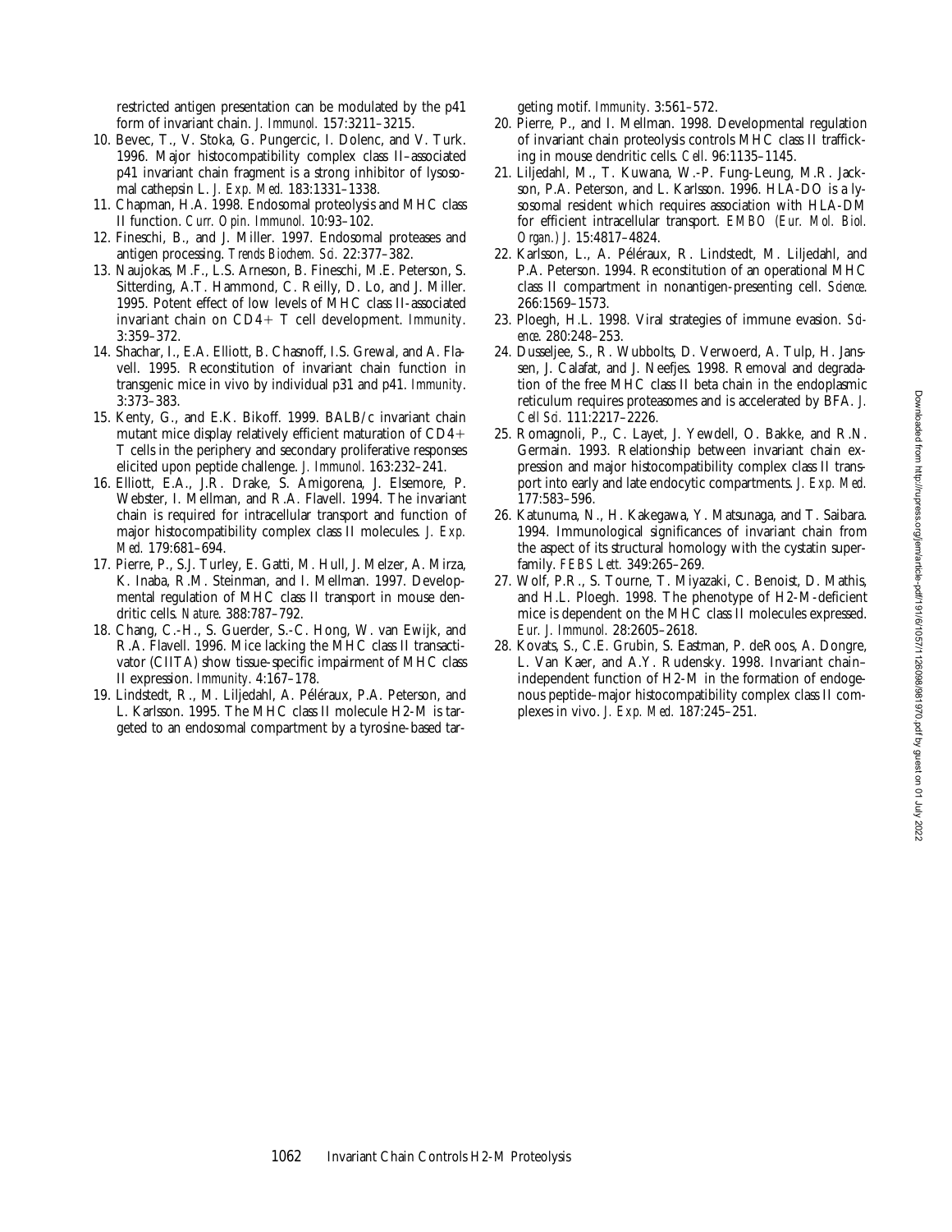restricted antigen presentation can be modulated by the p41 form of invariant chain. *J. Immunol.* 157:3211–3215.

10. Bevec, T., V. Stoka, G. Pungercic, I. Dolenc, and V. Turk. 1996. Major histocompatibility complex class II–associated p41 invariant chain fragment is a strong inhibitor of lysosomal cathepsin L. *J. Exp. Med.* 183:1331–1338.
11. Chapman, H.A. 1998. Endosomal proteolysis and MHC class II function. *Curr. Opin. Immunol.* 10:93–102.
12. Fineschi, B., and J. Miller. 1997. Endosomal proteases and antigen processing. *Trends Biochem. Sci.* 22:377–382.
13. Naujokas, M.F., L.S. Arneson, B. Fineschi, M.E. Peterson, S. Sitterding, A.T. Hammond, C. Reilly, D. Lo, and J. Miller. 1995. Potent effect of low levels of MHC class II-associated invariant chain on CD4+ T cell development. *Immunity*. 3:359–372.
14. Shachar, I., E.A. Elliott, B. Chasnoff, I.S. Grewal, and A. Flavell. 1995. Reconstitution of invariant chain function in transgenic mice in vivo by individual p31 and p41. *Immunity*. 3:373–383.
15. Kenty, G., and E.K. Bikoff. 1999. BALB/c invariant chain mutant mice display relatively efficient maturation of CD4+ T cells in the periphery and secondary proliferative responses elicited upon peptide challenge. *J. Immunol.* 163:232–241.
16. Elliott, E.A., J.R. Drake, S. Amigorena, J. Elsemore, P. Webster, I. Mellman, and R.A. Flavell. 1994. The invariant chain is required for intracellular transport and function of major histocompatibility complex class II molecules. *J. Exp. Med.* 179:681–694.
17. Pierre, P., S.J. Turley, E. Gatti, M. Hull, J. Melzer, A. Mirza, K. Inaba, R.M. Steinman, and I. Mellman. 1997. Developmental regulation of MHC class II transport in mouse dendritic cells. *Nature*. 388:787–792.
18. Chang, C.-H., S. Guerder, S.-C. Hong, W. van Ewijk, and R.A. Flavell. 1996. Mice lacking the MHC class II transactivator (CIITA) show tissue-specific impairment of MHC class II expression. *Immunity*. 4:167–178.
19. Lindstedt, R., M. Liljedahl, A. Péléraux, P.A. Peterson, and L. Karlsson. 1995. The MHC class II molecule H2-M is targeted to an endosomal compartment by a tyrosine-based targeting motif. *Immunity*. 3:561–572.
20. Pierre, P., and I. Mellman. 1998. Developmental regulation of invariant chain proteolysis controls MHC class II trafficking in mouse dendritic cells. *Cell*. 96:1135–1145.
21. Liljedahl, M., T. Kuwana, W.-P. Fung-Leung, M.R. Jackson, P.A. Peterson, and L. Karlsson. 1996. HLA-DO is a lysosomal resident which requires association with HLA-DM for efficient intracellular transport. *EMBO (Eur. Mol. Biol. Organ.) J.* 15:4817–4824.
22. Karlsson, L., A. Péléraux, R. Lindstedt, M. Liljedahl, and P.A. Peterson. 1994. Reconstitution of an operational MHC class II compartment in nonantigen-presenting cell. *Science*. 266:1569–1573.
23. Ploegh, H.L. 1998. Viral strategies of immune evasion. *Science*. 280:248–253.
24. Dusseljee, S., R. Wubbolts, D. Verwoerd, A. Tulp, H. Janssen, J. Calafat, and J. Neefjes. 1998. Removal and degradation of the free MHC class II beta chain in the endoplasmic reticulum requires proteasomes and is accelerated by BFA. *J. Cell Sci.* 111:2217–2226.
25. Romagnoli, P., C. Layet, J. Yewdell, O. Bakke, and R.N. Germain. 1993. Relationship between invariant chain expression and major histocompatibility complex class II transport into early and late endocytic compartments. *J. Exp. Med.* 177:583–596.
26. Katunuma, N., H. Kakegawa, Y. Matsunaga, and T. Saibara. 1994. Immunological significances of invariant chain from the aspect of its structural homology with the cystatin superfamily. *FEBS Lett.* 349:265–269.
27. Wolf, P.R., S. Tourne, T. Miyazaki, C. Benoist, D. Mathis, and H.L. Ploegh. 1998. The phenotype of H2-M-deficient mice is dependent on the MHC class II molecules expressed. *Eur. J. Immunol.* 28:2605–2618.
28. Kovats, S., C.E. Grubin, S. Eastman, P. deRoos, A. Dongre, L. Van Kaer, and A.Y. Rudensky. 1998. Invariant chain–independent function of H2-M in the formation of endogenous peptide–major histocompatibility complex class II complexes in vivo. *J. Exp. Med.* 187:245–251.